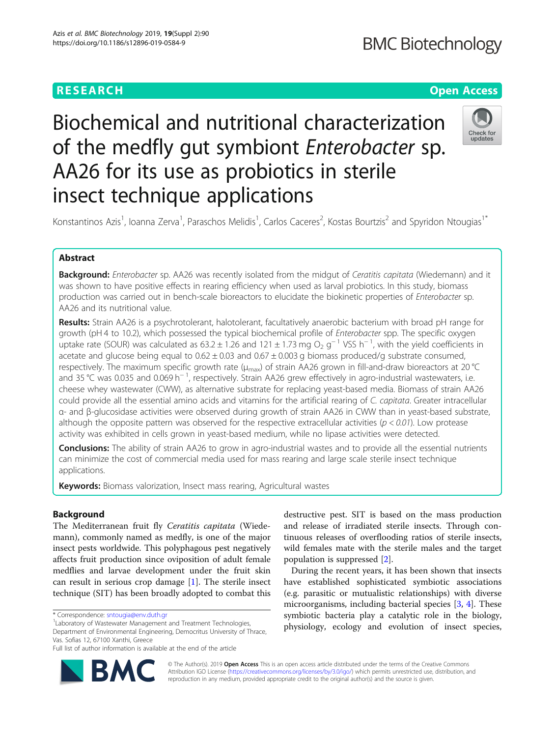RESEARCH

Open Access

# Biochemical and nutritional characterization of the medfly gut symbiont *Enterobacter* sp. AA26 for its use as probiotics in sterile insect technique applications

Konstantinos Azis[1], Ioanna Zerva[1], Paraschos Melidis[1], Carlos Caceres[2], Kostas Bourtzis[2] and Spyridon Ntougias[1*]

## Abstract

**Background:** *Enterobacter* sp. AA26 was recently isolated from the midgut of *Ceratitis capitata* (Wiedemann) and it was shown to have positive effects in rearing efficiency when used as larval probiotics. In this study, biomass production was carried out in bench-scale bioreactors to elucidate the biokinetic properties of *Enterobacter* sp. AA26 and its nutritional value.

**Results:** Strain AA26 is a psychrotolerant, halotolerant, facultatively anaerobic bacterium with broad pH range for growth (pH 4 to 10.2), which possessed the typical biochemical profile of *Enterobacter* spp. The specific oxygen uptake rate (SOUR) was calculated as 63.2 ± 1.26 and 121 ± 1.73 mg $O_2$ $g^{-1}$ VSS $h^{-1}$, with the yield coefficients in acetate and glucose being equal to 0.62 ± 0.03 and 0.67 ± 0.003 g biomass produced/g substrate consumed, respectively. The maximum specific growth rate ($\mu_{max}$) of strain AA26 grown in fill-and-draw bioreactors at 20 °C and 35 °C was 0.035 and 0.069 $h^{-1}$, respectively. Strain AA26 grew effectively in agro-industrial wastewaters, i.e. cheese whey wastewater (CWW), as alternative substrate for replacing yeast-based media. Biomass of strain AA26 could provide all the essential amino acids and vitamins for the artificial rearing of *C. capitata*. Greater intracellular α- and β-glucosidase activities were observed during growth of strain AA26 in CWW than in yeast-based substrate, although the opposite pattern was observed for the respective extracellular activities ($p < 0.01$). Low protease activity was exhibited in cells grown in yeast-based medium, while no lipase activities were detected.

**Conclusions:** The ability of strain AA26 to grow in agro-industrial wastes and to provide all the essential nutrients can minimize the cost of commercial media used for mass rearing and large scale sterile insect technique applications.

**Keywords:** Biomass valorization, Insect mass rearing, Agricultural wastes

## Background

The Mediterranean fruit fly *Ceratitis capitata* (Wiedemann), commonly named as medfly, is one of the major insect pests worldwide. This polyphagous pest negatively affects fruit production since oviposition of adult female medflies and larvae development under the fruit skin can result in serious crop damage [1]. The sterile insect technique (SIT) has been broadly adopted to combat this destructive pest. SIT is based on the mass production and release of irradiated sterile insects. Through continuous releases of overflooding ratios of sterile insects, wild females mate with the sterile males and the target population is suppressed [2].

During the recent years, it has been shown that insects have established sophisticated symbiotic associations (e.g. parasitic or mutualistic relationships) with diverse microorganisms, including bacterial species [3, 4]. These symbiotic bacteria play a catalytic role in the biology, physiology, ecology and evolution of insect species,

\* Correspondence: sntougia@env.duth.gr
[1]Laboratory of Wastewater Management and Treatment Technologies, Department of Environmental Engineering, Democritus University of Thrace, Vas. Sofias 12, 67100 Xanthi, Greece
Full list of author information is available at the end of the article

© The Author(s). 2019 **Open Access** This is an open access article distributed under the terms of the Creative Commons Attribution IGO License (https://creativecommons.org/licenses/by/3.0/igo/) which permits unrestricted use, distribution, and reproduction in any medium, provided appropriate credit to the original author(s) and the source is given.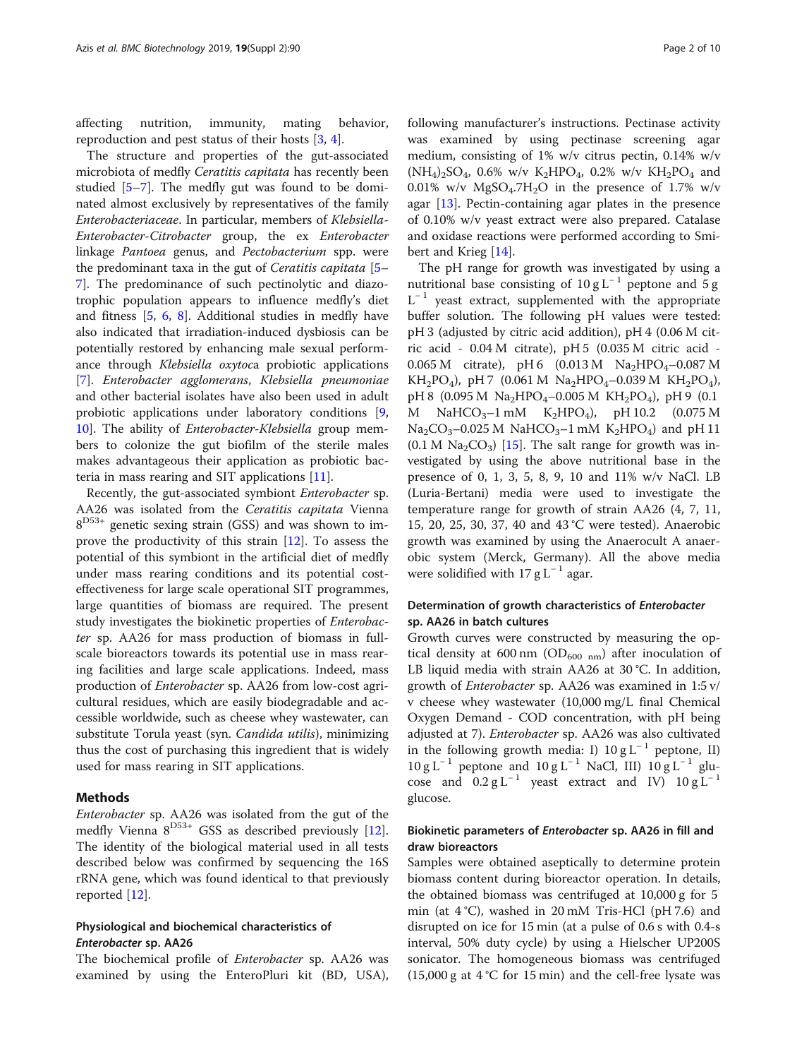affecting nutrition, immunity, mating behavior, reproduction and pest status of their hosts [3, 4].

The structure and properties of the gut-associated microbiota of medfly *Ceratitis capitata* has recently been studied [5–7]. The medfly gut was found to be dominated almost exclusively by representatives of the family *Enterobacteriaceae*. In particular, members of *Klebsiella-Enterobacter-Citrobacter* group, the ex *Enterobacter* linkage *Pantoea* genus, and *Pectobacterium* spp. were the predominant taxa in the gut of *Ceratitis capitata* [5–7]. The predominance of such pectinolytic and diazotrophic population appears to influence medfly's diet and fitness [5, 6, 8]. Additional studies in medfly have also indicated that irradiation-induced dysbiosis can be potentially restored by enhancing male sexual performance through *Klebsiella oxytoca* probiotic applications [7]. *Enterobacter agglomerans*, *Klebsiella pneumoniae* and other bacterial isolates have also been used in adult probiotic applications under laboratory conditions [9, 10]. The ability of *Enterobacter-Klebsiella* group members to colonize the gut biofilm of the sterile males makes advantageous their application as probiotic bacteria in mass rearing and SIT applications [11].

Recently, the gut-associated symbiont *Enterobacter* sp. AA26 was isolated from the *Ceratitis capitata* Vienna 8[D53+] genetic sexing strain (GSS) and was shown to improve the productivity of this strain [12]. To assess the potential of this symbiont in the artificial diet of medfly under mass rearing conditions and its potential cost-effectiveness for large scale operational SIT programmes, large quantities of biomass are required. The present study investigates the biokinetic properties of *Enterobacter* sp. AA26 for mass production of biomass in full-scale bioreactors towards its potential use in mass rearing facilities and large scale applications. Indeed, mass production of *Enterobacter* sp. AA26 from low-cost agricultural residues, which are easily biodegradable and accessible worldwide, such as cheese whey wastewater, can substitute Torula yeast (syn. *Candida utilis*), minimizing thus the cost of purchasing this ingredient that is widely used for mass rearing in SIT applications.

## Methods

*Enterobacter* sp. AA26 was isolated from the gut of the medfly Vienna 8[D53+] GSS as described previously [12]. The identity of the biological material used in all tests described below was confirmed by sequencing the 16S rRNA gene, which was found identical to that previously reported [12].

### Physiological and biochemical characteristics of *Enterobacter* sp. AA26

The biochemical profile of *Enterobacter* sp. AA26 was examined by using the EnteroPluri kit (BD, USA), following manufacturer's instructions. Pectinase activity was examined by using pectinase screening agar medium, consisting of 1% w/v citrus pectin, 0.14% w/v $(NH_4)_2SO_4$, 0.6% w/v $K_2HPO_4$, 0.2% w/v $KH_2PO_4$ and 0.01% w/v $MgSO_4.7H_2O$ in the presence of 1.7% w/v agar [13]. Pectin-containing agar plates in the presence of 0.10% w/v yeast extract were also prepared. Catalase and oxidase reactions were performed according to Smibert and Krieg [14].

The pH range for growth was investigated by using a nutritional base consisting of 10 g $L^{-1}$ peptone and 5 g $L^{-1}$ yeast extract, supplemented with the appropriate buffer solution. The following pH values were tested: pH 3 (adjusted by citric acid addition), pH 4 (0.06 M citric acid - 0.04 M citrate), pH 5 (0.035 M citric acid - 0.065 M citrate), pH 6 (0.013 M $Na_2HPO_4$–0.087 M $KH_2PO_4$), pH 7 (0.061 M $Na_2HPO_4$–0.039 M $KH_2PO_4$), pH 8 (0.095 M $Na_2HPO_4$–0.005 M $KH_2PO_4$), pH 9 (0.1 M $NaHCO_3$–1 mM $K_2HPO_4$), pH 10.2 (0.075 M $Na_2CO_3$–0.025 M $NaHCO_3$–1 mM $K_2HPO_4$) and pH 11 (0.1 M $Na_2CO_3$) [15]. The salt range for growth was investigated by using the above nutritional base in the presence of 0, 1, 3, 5, 8, 9, 10 and 11% w/v NaCl. LB (Luria-Bertani) media were used to investigate the temperature range for growth of strain AA26 (4, 7, 11, 15, 20, 25, 30, 37, 40 and 43 °C were tested). Anaerobic growth was examined by using the Anaerocult A anaerobic system (Merck, Germany). All the above media were solidified with 17 g $L^{-1}$ agar.

### Determination of growth characteristics of *Enterobacter* sp. AA26 in batch cultures

Growth curves were constructed by measuring the optical density at 600 nm ($OD_{600\ nm}$) after inoculation of LB liquid media with strain AA26 at 30 °C. In addition, growth of *Enterobacter* sp. AA26 was examined in 1:5 v/v cheese whey wastewater (10,000 mg/L final Chemical Oxygen Demand - COD concentration, with pH being adjusted at 7). *Enterobacter* sp. AA26 was also cultivated in the following growth media: I) 10 g $L^{-1}$ peptone, II) 10 g $L^{-1}$ peptone and 10 g $L^{-1}$ NaCl, III) 10 g $L^{-1}$ glucose and 0.2 g $L^{-1}$ yeast extract and IV) 10 g $L^{-1}$ glucose.

### Biokinetic parameters of *Enterobacter* sp. AA26 in fill and draw bioreactors

Samples were obtained aseptically to determine protein biomass content during bioreactor operation. In details, the obtained biomass was centrifuged at 10,000 g for 5 min (at 4 °C), washed in 20 mM Tris-HCl (pH 7.6) and disrupted on ice for 15 min (at a pulse of 0.6 s with 0.4-s interval, 50% duty cycle) by using a Hielscher UP200S sonicator. The homogeneous biomass was centrifuged (15,000 g at 4 °C for 15 min) and the cell-free lysate was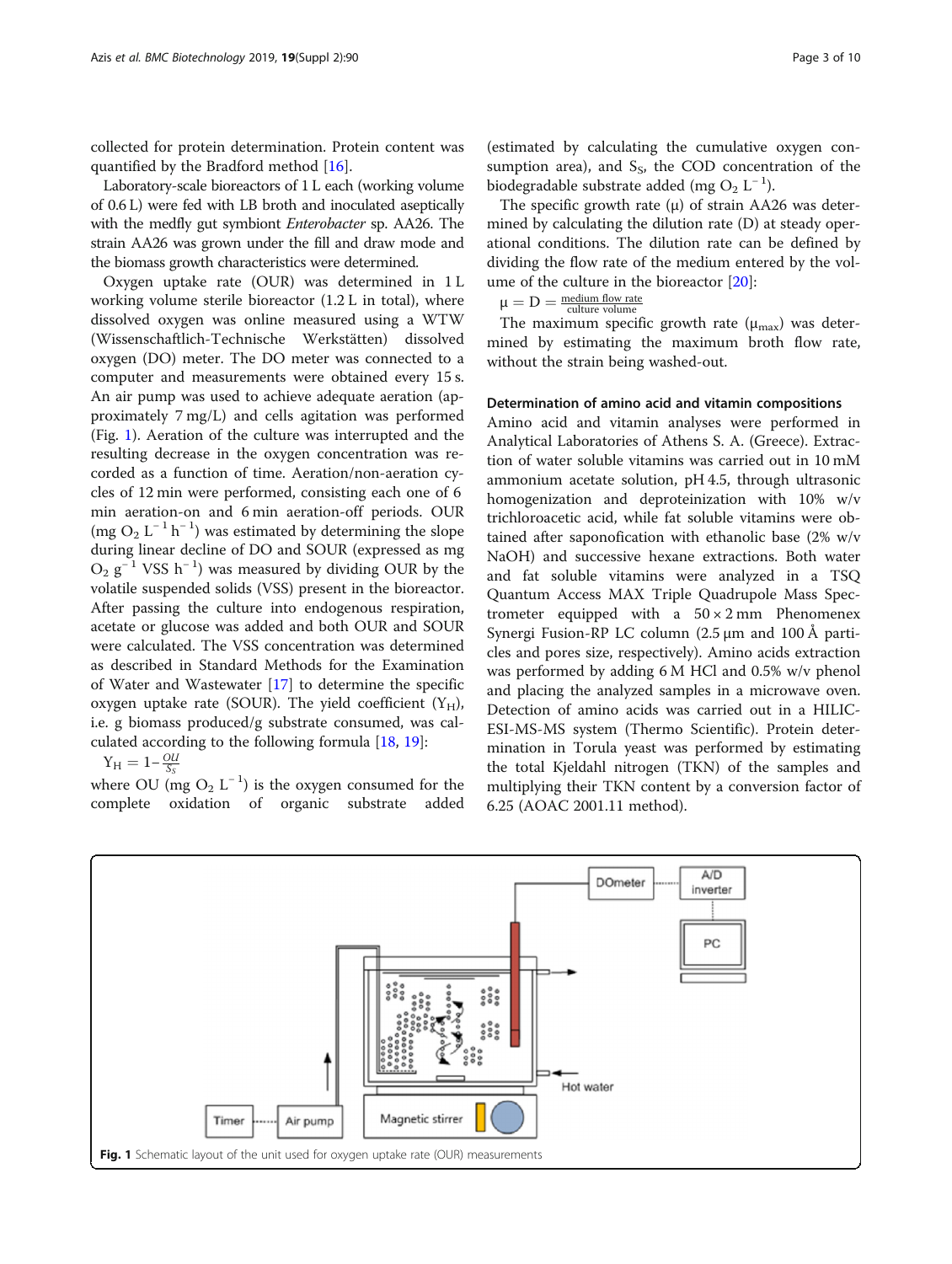collected for protein determination. Protein content was quantified by the Bradford method [16].

Laboratory-scale bioreactors of 1 L each (working volume of 0.6 L) were fed with LB broth and inoculated aseptically with the medfly gut symbiont *Enterobacter* sp. AA26. The strain AA26 was grown under the fill and draw mode and the biomass growth characteristics were determined.

Oxygen uptake rate (OUR) was determined in 1 L working volume sterile bioreactor (1.2 L in total), where dissolved oxygen was online measured using a WTW (Wissenschaftlich-Technische Werkstätten) dissolved oxygen (DO) meter. The DO meter was connected to a computer and measurements were obtained every 15 s. An air pump was used to achieve adequate aeration (approximately 7 mg/L) and cells agitation was performed (Fig. 1). Aeration of the culture was interrupted and the resulting decrease in the oxygen concentration was recorded as a function of time. Aeration/non-aeration cycles of 12 min were performed, consisting each one of 6 min aeration-on and 6 min aeration-off periods. OUR (mg $O_2$ $L^{-1}$ $h^{-1}$) was estimated by determining the slope during linear decline of DO and SOUR (expressed as mg $O_2$ $g^{-1}$ VSS $h^{-1}$) was measured by dividing OUR by the volatile suspended solids (VSS) present in the bioreactor. After passing the culture into endogenous respiration, acetate or glucose was added and both OUR and SOUR were calculated. The VSS concentration was determined as described in Standard Methods for the Examination of Water and Wastewater [17] to determine the specific oxygen uptake rate (SOUR). The yield coefficient ($Y_H$), i.e. g biomass produced/g substrate consumed, was calculated according to the following formula [18, 19]:

$$Y_H = 1 - \frac{OU}{S_S}$$

where OU (mg $O_2$ $L^{-1}$) is the oxygen consumed for the complete oxidation of organic substrate added (estimated by calculating the cumulative oxygen consumption area), and $S_S$, the COD concentration of the biodegradable substrate added (mg $O_2$ $L^{-1}$).

The specific growth rate (μ) of strain AA26 was determined by calculating the dilution rate (D) at steady operational conditions. The dilution rate can be defined by dividing the flow rate of the medium entered by the volume of the culture in the bioreactor [20]:

$$\mu = D = \frac{\text{medium flow rate}}{\text{culture volume}}$$

The maximum specific growth rate ($\mu_{max}$) was determined by estimating the maximum broth flow rate, without the strain being washed-out.

### Determination of amino acid and vitamin compositions

Amino acid and vitamin analyses were performed in Analytical Laboratories of Athens S. A. (Greece). Extraction of water soluble vitamins was carried out in 10 mM ammonium acetate solution, pH 4.5, through ultrasonic homogenization and deproteinization with 10% w/v trichloroacetic acid, while fat soluble vitamins were obtained after saponofication with ethanolic base (2% w/v NaOH) and successive hexane extractions. Both water and fat soluble vitamins were analyzed in a TSQ Quantum Access MAX Triple Quadrupole Mass Spectrometer equipped with a 50 × 2 mm Phenomenex Synergi Fusion-RP LC column (2.5 μm and 100 Å particles and pores size, respectively). Amino acids extraction was performed by adding 6 M HCl and 0.5% w/v phenol and placing the analyzed samples in a microwave oven. Detection of amino acids was carried out in a HILIC-ESI-MS-MS system (Thermo Scientific). Protein determination in Torula yeast was performed by estimating the total Kjeldahl nitrogen (TKN) of the samples and multiplying their TKN content by a conversion factor of 6.25 (AOAC 2001.11 method).

**Fig. 1** Schematic layout of the unit used for oxygen uptake rate (OUR) measurements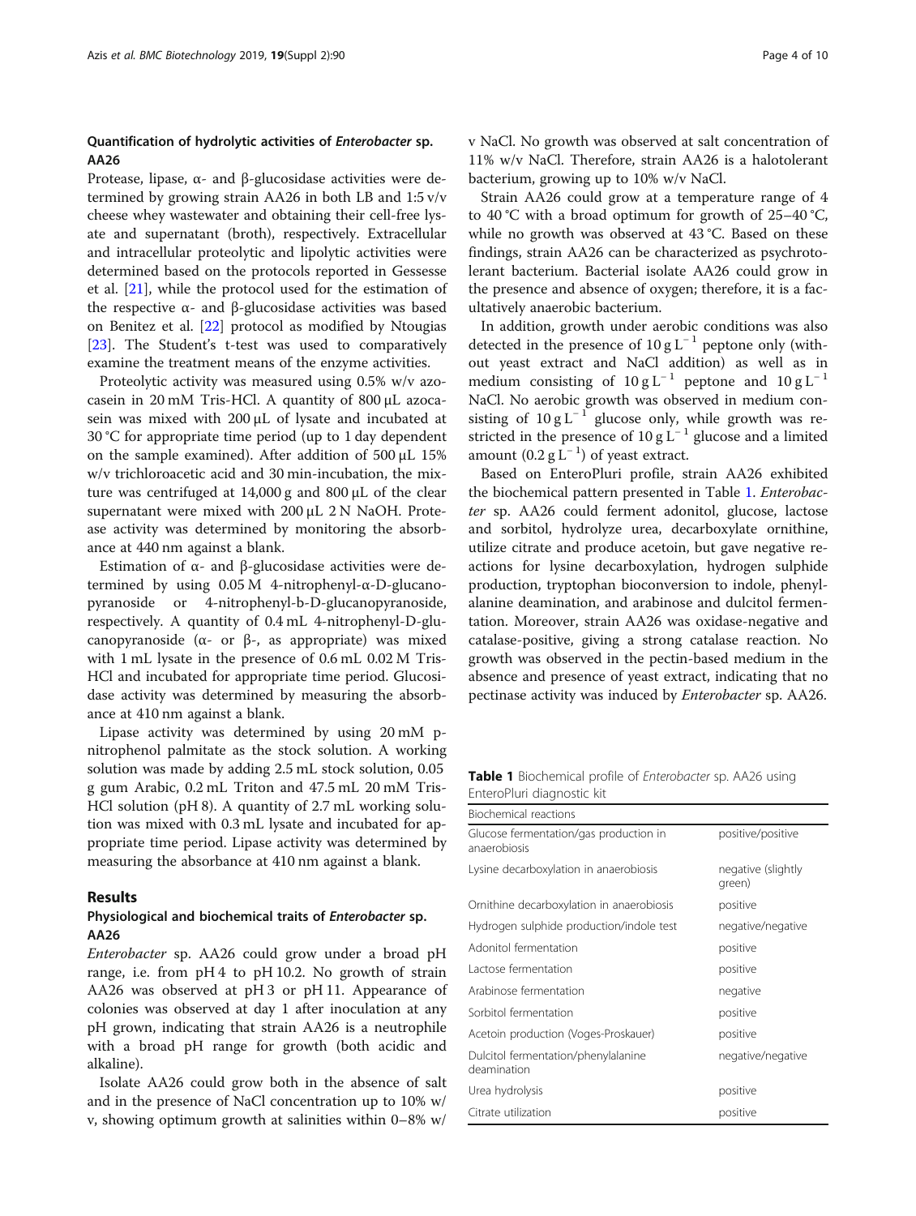## Quantification of hydrolytic activities of *Enterobacter* sp. AA26

Protease, lipase, α- and β-glucosidase activities were determined by growing strain AA26 in both LB and 1:5 v/v cheese whey wastewater and obtaining their cell-free lysate and supernatant (broth), respectively. Extracellular and intracellular proteolytic and lipolytic activities were determined based on the protocols reported in Gessesse et al. [21], while the protocol used for the estimation of the respective α- and β-glucosidase activities was based on Benitez et al. [22] protocol as modified by Ntougias [23]. The Student's t-test was used to comparatively examine the treatment means of the enzyme activities.

Proteolytic activity was measured using 0.5% w/v azocasein in 20 mM Tris-HCl. A quantity of 800 μL azocasein was mixed with 200 μL of lysate and incubated at 30 °C for appropriate time period (up to 1 day dependent on the sample examined). After addition of 500 μL 15% w/v trichloroacetic acid and 30 min-incubation, the mixture was centrifuged at 14,000 g and 800 μL of the clear supernatant were mixed with 200 μL 2 N NaOH. Protease activity was determined by monitoring the absorbance at 440 nm against a blank.

Estimation of α- and β-glucosidase activities were determined by using 0.05 M 4-nitrophenyl-α-D-glucanopyranoside or 4-nitrophenyl-b-D-glucanopyranoside, respectively. A quantity of 0.4 mL 4-nitrophenyl-D-glucanopyranoside (α- or β-, as appropriate) was mixed with 1 mL lysate in the presence of 0.6 mL 0.02 M Tris-HCl and incubated for appropriate time period. Glucosidase activity was determined by measuring the absorbance at 410 nm against a blank.

Lipase activity was determined by using 20 mM p-nitrophenol palmitate as the stock solution. A working solution was made by adding 2.5 mL stock solution, 0.05 g gum Arabic, 0.2 mL Triton and 47.5 mL 20 mM Tris-HCl solution (pH 8). A quantity of 2.7 mL working solution was mixed with 0.3 mL lysate and incubated for appropriate time period. Lipase activity was determined by measuring the absorbance at 410 nm against a blank.

# Results

## Physiological and biochemical traits of *Enterobacter* sp. AA26

*Enterobacter* sp. AA26 could grow under a broad pH range, i.e. from pH 4 to pH 10.2. No growth of strain AA26 was observed at pH 3 or pH 11. Appearance of colonies was observed at day 1 after inoculation at any pH grown, indicating that strain AA26 is a neutrophile with a broad pH range for growth (both acidic and alkaline).

Isolate AA26 could grow both in the absence of salt and in the presence of NaCl concentration up to 10% w/v, showing optimum growth at salinities within 0–8% w/v NaCl. No growth was observed at salt concentration of 11% w/v NaCl. Therefore, strain AA26 is a halotolerant bacterium, growing up to 10% w/v NaCl.

Strain AA26 could grow at a temperature range of 4 to 40 °C with a broad optimum for growth of 25–40 °C, while no growth was observed at 43 °C. Based on these findings, strain AA26 can be characterized as psychrotolerant bacterium. Bacterial isolate AA26 could grow in the presence and absence of oxygen; therefore, it is a facultatively anaerobic bacterium.

In addition, growth under aerobic conditions was also detected in the presence of $10\ g\ L^{-1}$ peptone only (without yeast extract and NaCl addition) as well as in medium consisting of $10\ g\ L^{-1}$ peptone and $10\ g\ L^{-1}$ NaCl. No aerobic growth was observed in medium consisting of $10\ g\ L^{-1}$ glucose only, while growth was restricted in the presence of $10\ g\ L^{-1}$ glucose and a limited amount ($0.2\ g\ L^{-1}$) of yeast extract.

Based on EnteroPluri profile, strain AA26 exhibited the biochemical pattern presented in Table 1. *Enterobacter* sp. AA26 could ferment adonitol, glucose, lactose and sorbitol, hydrolyze urea, decarboxylate ornithine, utilize citrate and produce acetoin, but gave negative reactions for lysine decarboxylation, hydrogen sulphide production, tryptophan bioconversion to indole, phenylalanine deamination, and arabinose and dulcitol fermentation. Moreover, strain AA26 was oxidase-negative and catalase-positive, giving a strong catalase reaction. No growth was observed in the pectin-based medium in the absence and presence of yeast extract, indicating that no pectinase activity was induced by *Enterobacter* sp. AA26.

**Table 1** Biochemical profile of *Enterobacter* sp. AA26 using EnteroPluri diagnostic kit

| Biochemical reactions | |
|---|---|
| Glucose fermentation/gas production in anaerobiosis | positive/positive |
| Lysine decarboxylation in anaerobiosis | negative (slightly green) |
| Ornithine decarboxylation in anaerobiosis | positive |
| Hydrogen sulphide production/indole test | negative/negative |
| Adonitol fermentation | positive |
| Lactose fermentation | positive |
| Arabinose fermentation | negative |
| Sorbitol fermentation | positive |
| Acetoin production (Voges-Proskauer) | positive |
| Dulcitol fermentation/phenylalanine deamination | negative/negative |
| Urea hydrolysis | positive |
| Citrate utilization | positive |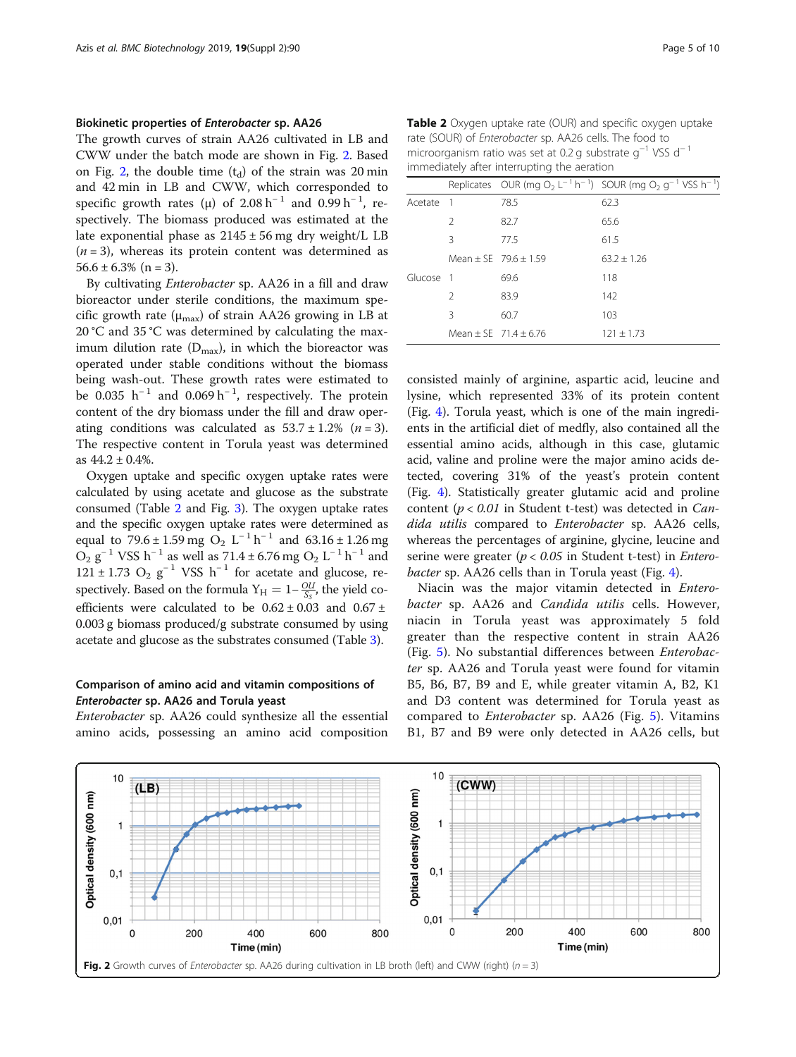### Biokinetic properties of *Enterobacter* sp. AA26

The growth curves of strain AA26 cultivated in LB and CWW under the batch mode are shown in Fig. 2. Based on Fig. 2, the double time ($t_d$) of the strain was 20 min and 42 min in LB and CWW, which corresponded to specific growth rates (μ) of 2.08 $h^{-1}$ and 0.99 $h^{-1}$, respectively. The biomass produced was estimated at the late exponential phase as 2145 ± 56 mg dry weight/L LB ($n = 3$), whereas its protein content was determined as 56.6 ± 6.3% (n = 3).

By cultivating *Enterobacter* sp. AA26 in a fill and draw bioreactor under sterile conditions, the maximum specific growth rate ($\mu_{max}$) of strain AA26 growing in LB at 20 °C and 35 °C was determined by calculating the maximum dilution rate ($D_{max}$), in which the bioreactor was operated under stable conditions without the biomass being wash-out. These growth rates were estimated to be 0.035 $h^{-1}$ and 0.069 $h^{-1}$, respectively. The protein content of the dry biomass under the fill and draw operating conditions was calculated as 53.7 ± 1.2% ($n = 3$). The respective content in Torula yeast was determined as 44.2 ± 0.4%.

Oxygen uptake and specific oxygen uptake rates were calculated by using acetate and glucose as the substrate consumed (Table 2 and Fig. 3). The oxygen uptake rates and the specific oxygen uptake rates were determined as equal to 79.6 ± 1.59 mg $O_2$ $L^{-1}$ $h^{-1}$ and 63.16 ± 1.26 mg $O_2$ $g^{-1}$ VSS $h^{-1}$ as well as 71.4 ± 6.76 mg $O_2$ $L^{-1}$ $h^{-1}$ and 121 ± 1.73 $O_2$ $g^{-1}$ VSS $h^{-1}$ for acetate and glucose, respectively. Based on the formula $Y_H = 1 - \frac{OU}{S_S}$, the yield coefficients were calculated to be 0.62 ± 0.03 and 0.67 ± 0.003 g biomass produced/g substrate consumed by using acetate and glucose as the substrates consumed (Table 3).

**Table 2** Oxygen uptake rate (OUR) and specific oxygen uptake rate (SOUR) of *Enterobacter* sp. AA26 cells. The food to microorganism ratio was set at 0.2 g substrate $g^{-1}$ VSS $d^{-1}$ immediately after interrupting the aeration

| | Replicates | OUR (mg $O_2$ $L^{-1}$ $h^{-1}$) | SOUR (mg $O_2$ $g^{-1}$ VSS $h^{-1}$) |
|---|---|---|---|
| Acetate | 1 | 78.5 | 62.3 |
| | 2 | 82.7 | 65.6 |
| | 3 | 77.5 | 61.5 |
| | Mean ± SE | 79.6 ± 1.59 | 63.2 ± 1.26 |
| Glucose | 1 | 69.6 | 118 |
| | 2 | 83.9 | 142 |
| | 3 | 60.7 | 103 |
| | Mean ± SE | 71.4 ± 6.76 | 121 ± 1.73 |

### Comparison of amino acid and vitamin compositions of *Enterobacter* sp. AA26 and Torula yeast

*Enterobacter* sp. AA26 could synthesize all the essential amino acids, possessing an amino acid composition consisted mainly of arginine, aspartic acid, leucine and lysine, which represented 33% of its protein content (Fig. 4). Torula yeast, which is one of the main ingredients in the artificial diet of medfly, also contained all the essential amino acids, although in this case, glutamic acid, valine and proline were the major amino acids detected, covering 31% of the yeast's protein content (Fig. 4). Statistically greater glutamic acid and proline content ($p < 0.01$ in Student t-test) was detected in *Candida utilis* compared to *Enterobacter* sp. AA26 cells, whereas the percentages of arginine, glycine, leucine and serine were greater ($p < 0.05$ in Student t-test) in *Enterobacter* sp. AA26 cells than in Torula yeast (Fig. 4).

Niacin was the major vitamin detected in *Enterobacter* sp. AA26 and *Candida utilis* cells. However, niacin in Torula yeast was approximately 5 fold greater than the respective content in strain AA26 (Fig. 5). No substantial differences between *Enterobacter* sp. AA26 and Torula yeast were found for vitamin B5, B6, B7, B9 and E, while greater vitamin A, B2, K1 and D3 content was determined for Torula yeast as compared to *Enterobacter* sp. AA26 (Fig. 5). Vitamins B1, B7 and B9 were only detected in AA26 cells, but

**Fig. 2** Growth curves of *Enterobacter* sp. AA26 during cultivation in LB broth (left) and CWW (right) ($n = 3$)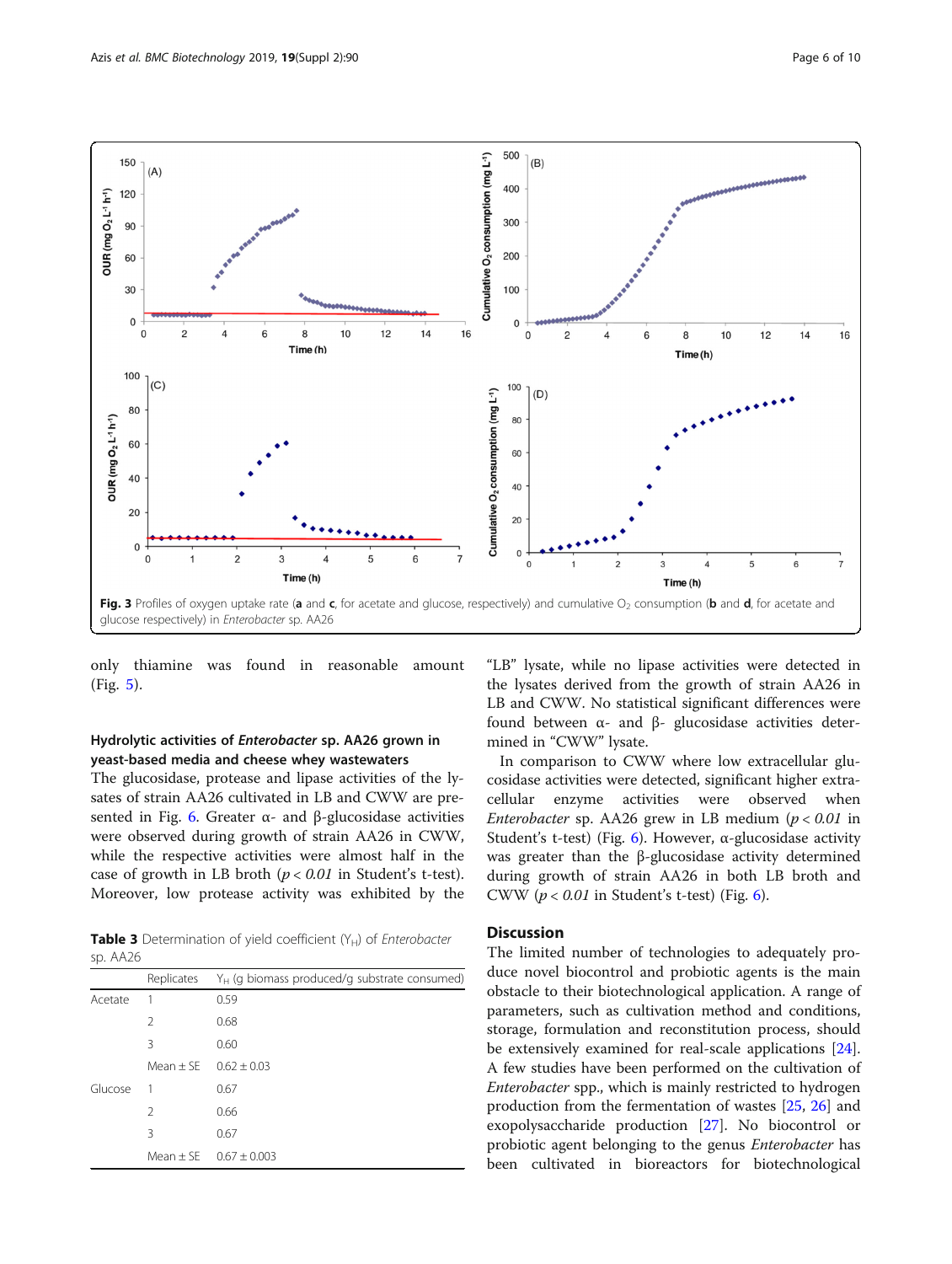Fig. 3 Profiles of oxygen uptake rate (**a** and **c**, for acetate and glucose, respectively) and cumulative $O_2$ consumption (**b** and **d**, for acetate and glucose respectively) in *Enterobacter* sp. AA26

only thiamine was found in reasonable amount (Fig. 5).

### Hydrolytic activities of *Enterobacter* sp. AA26 grown in yeast-based media and cheese whey wastewaters

The glucosidase, protease and lipase activities of the lysates of strain AA26 cultivated in LB and CWW are presented in Fig. 6. Greater α- and β-glucosidase activities were observed during growth of strain AA26 in CWW, while the respective activities were almost half in the case of growth in LB broth ($p < 0.01$ in Student's t-test). Moreover, low protease activity was exhibited by the "LB" lysate, while no lipase activities were detected in the lysates derived from the growth of strain AA26 in LB and CWW. No statistical significant differences were found between α- and β- glucosidase activities determined in "CWW" lysate.

In comparison to CWW where low extracellular glucosidase activities were detected, significant higher extracellular enzyme activities were observed when *Enterobacter* sp. AA26 grew in LB medium ($p < 0.01$ in Student's t-test) (Fig. 6). However, α-glucosidase activity was greater than the β-glucosidase activity determined during growth of strain AA26 in both LB broth and CWW ($p < 0.01$ in Student's t-test) (Fig. 6).

**Table 3** Determination of yield coefficient ($Y_H$) of *Enterobacter* sp. AA26

| | Replicates | $Y_H$ (g biomass produced/g substrate consumed) |
|---|---|---|
| Acetate | 1 | 0.59 |
| | 2 | 0.68 |
| | 3 | 0.60 |
| | Mean ± SE | 0.62 ± 0.03 |
| Glucose | 1 | 0.67 |
| | 2 | 0.66 |
| | 3 | 0.67 |
| | Mean ± SE | 0.67 ± 0.003 |

## Discussion

The limited number of technologies to adequately produce novel biocontrol and probiotic agents is the main obstacle to their biotechnological application. A range of parameters, such as cultivation method and conditions, storage, formulation and reconstitution process, should be extensively examined for real-scale applications [24]. A few studies have been performed on the cultivation of *Enterobacter* spp., which is mainly restricted to hydrogen production from the fermentation of wastes [25, 26] and exopolysaccharide production [27]. No biocontrol or probiotic agent belonging to the genus *Enterobacter* has been cultivated in bioreactors for biotechnological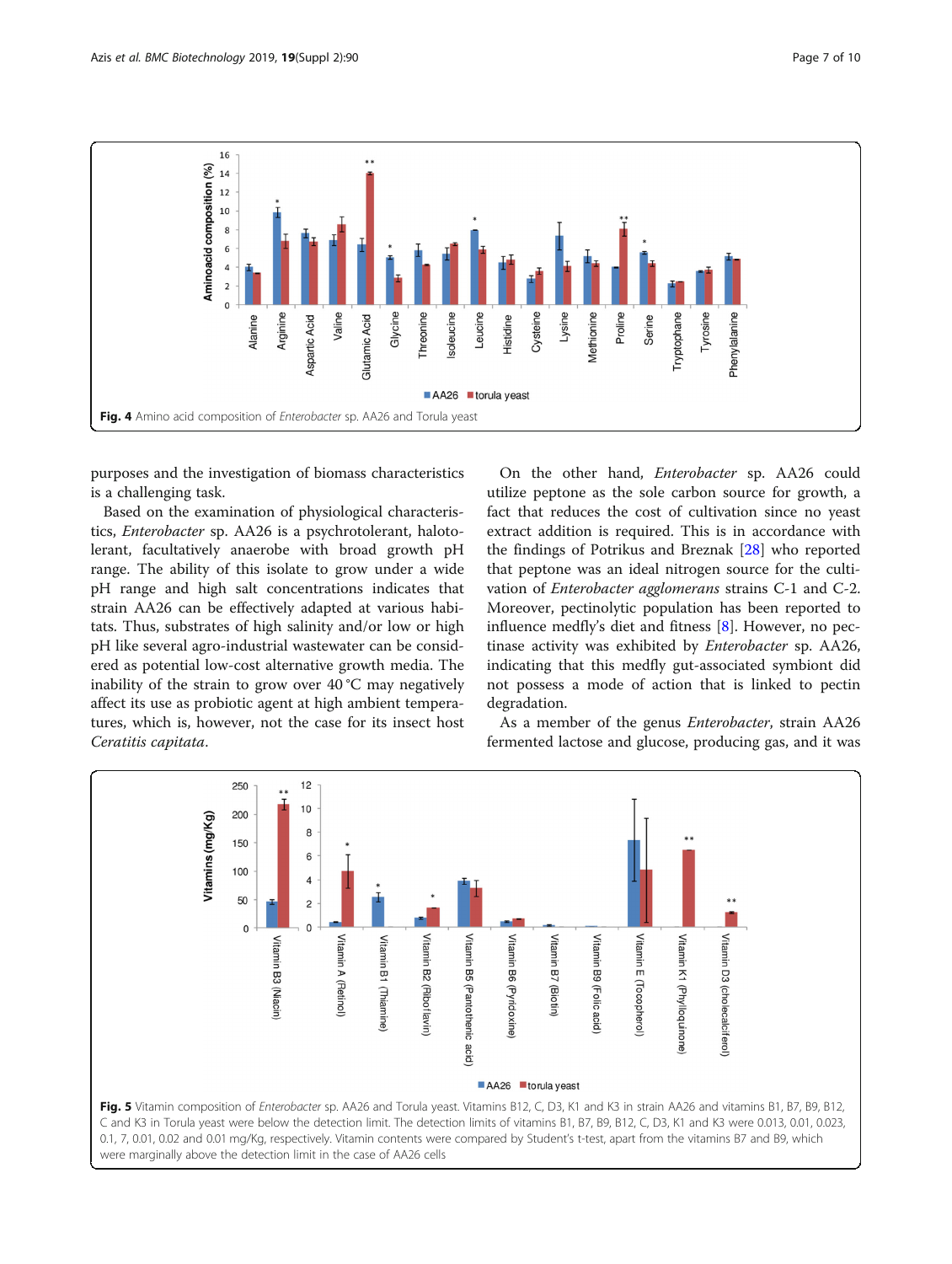Fig. 4 Amino acid composition of *Enterobacter* sp. AA26 and Torula yeast

purposes and the investigation of biomass characteristics is a challenging task.

Based on the examination of physiological characteristics, *Enterobacter* sp. AA26 is a psychrotolerant, halotolerant, facultatively anaerobe with broad growth pH range. The ability of this isolate to grow under a wide pH range and high salt concentrations indicates that strain AA26 can be effectively adapted at various habitats. Thus, substrates of high salinity and/or low or high pH like several agro-industrial wastewater can be considered as potential low-cost alternative growth media. The inability of the strain to grow over 40 °C may negatively affect its use as probiotic agent at high ambient temperatures, which is, however, not the case for its insect host *Ceratitis capitata*.

On the other hand, *Enterobacter* sp. AA26 could utilize peptone as the sole carbon source for growth, a fact that reduces the cost of cultivation since no yeast extract addition is required. This is in accordance with the findings of Potrikus and Breznak [28] who reported that peptone was an ideal nitrogen source for the cultivation of *Enterobacter agglomerans* strains C-1 and C-2. Moreover, pectinolytic population has been reported to influence medfly's diet and fitness [8]. However, no pectinase activity was exhibited by *Enterobacter* sp. AA26, indicating that this medfly gut-associated symbiont did not possess a mode of action that is linked to pectin degradation.

As a member of the genus *Enterobacter*, strain AA26 fermented lactose and glucose, producing gas, and it was

Fig. 5 Vitamin composition of *Enterobacter* sp. AA26 and Torula yeast. Vitamins B12, C, D3, K1 and K3 in strain AA26 and vitamins B1, B7, B9, B12, C and K3 in Torula yeast were below the detection limit. The detection limits of vitamins B1, B7, B9, B12, C, D3, K1 and K3 were 0.013, 0.01, 0.023, 0.1, 7, 0.01, 0.02 and 0.01 mg/Kg, respectively. Vitamin contents were compared by Student's t-test, apart from the vitamins B7 and B9, which were marginally above the detection limit in the case of AA26 cells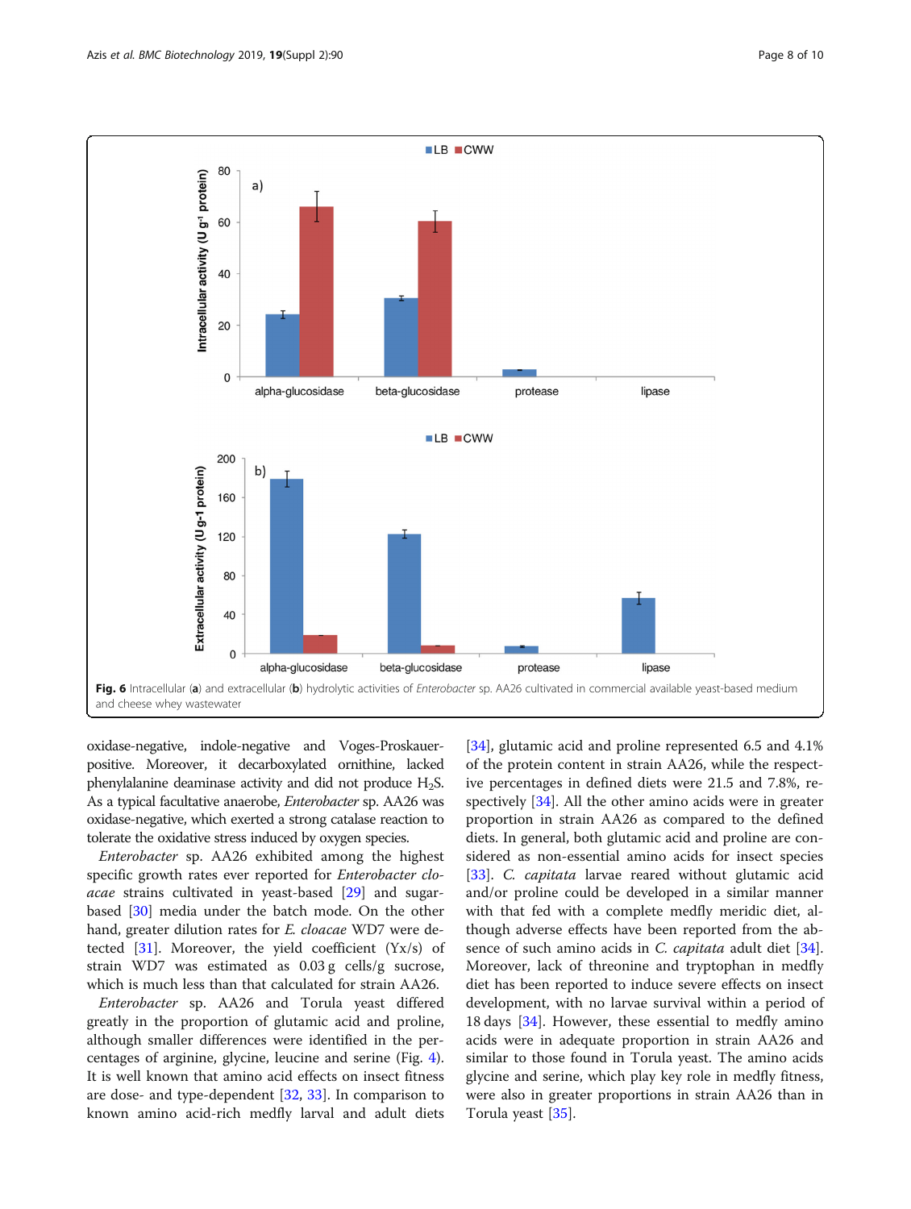Fig. 6 Intracellular (**a**) and extracellular (**b**) hydrolytic activities of *Enterobacter* sp. AA26 cultivated in commercial available yeast-based medium and cheese whey wastewater

oxidase-negative, indole-negative and Voges-Proskauer-positive. Moreover, it decarboxylated ornithine, lacked phenylalanine deaminase activity and did not produce $H_2S$. As a typical facultative anaerobe, *Enterobacter* sp. AA26 was oxidase-negative, which exerted a strong catalase reaction to tolerate the oxidative stress induced by oxygen species.

*Enterobacter* sp. AA26 exhibited among the highest specific growth rates ever reported for *Enterobacter cloacae* strains cultivated in yeast-based [29] and sugar-based [30] media under the batch mode. On the other hand, greater dilution rates for *E. cloacae* WD7 were detected [31]. Moreover, the yield coefficient (Yx/s) of strain WD7 was estimated as 0.03 g cells/g sucrose, which is much less than that calculated for strain AA26.

*Enterobacter* sp. AA26 and Torula yeast differed greatly in the proportion of glutamic acid and proline, although smaller differences were identified in the percentages of arginine, glycine, leucine and serine (Fig. 4). It is well known that amino acid effects on insect fitness are dose- and type-dependent [32, 33]. In comparison to known amino acid-rich medfly larval and adult diets [34], glutamic acid and proline represented 6.5 and 4.1% of the protein content in strain AA26, while the respective percentages in defined diets were 21.5 and 7.8%, respectively [34]. All the other amino acids were in greater proportion in strain AA26 as compared to the defined diets. In general, both glutamic acid and proline are considered as non-essential amino acids for insect species [33]. *C. capitata* larvae reared without glutamic acid and/or proline could be developed in a similar manner with that fed with a complete medfly meridic diet, although adverse effects have been reported from the absence of such amino acids in *C. capitata* adult diet [34]. Moreover, lack of threonine and tryptophan in medfly diet has been reported to induce severe effects on insect development, with no larvae survival within a period of 18 days [34]. However, these essential to medfly amino acids were in adequate proportion in strain AA26 and similar to those found in Torula yeast. The amino acids glycine and serine, which play key role in medfly fitness, were also in greater proportions in strain AA26 than in Torula yeast [35].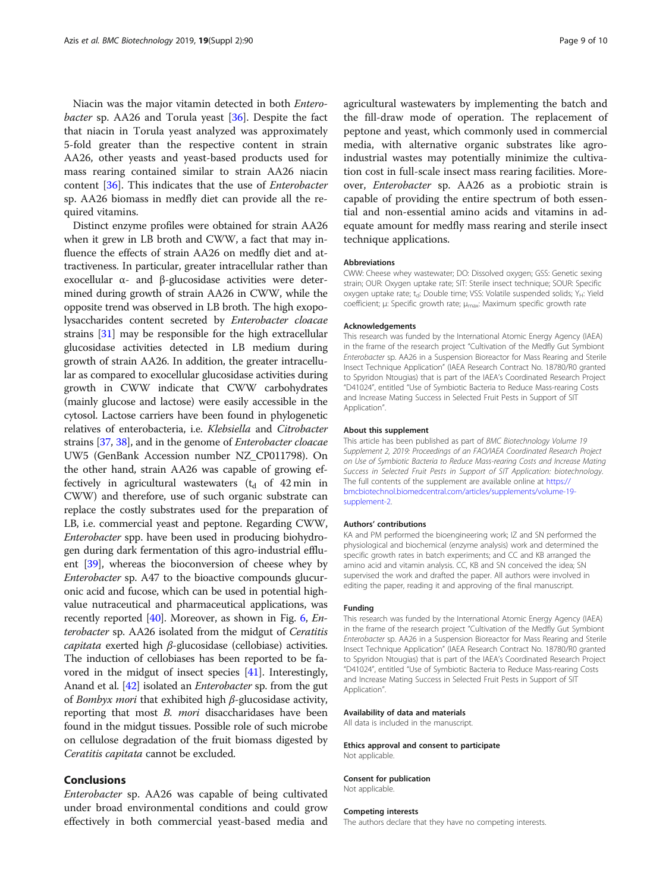Niacin was the major vitamin detected in both *Enterobacter* sp. AA26 and Torula yeast [36]. Despite the fact that niacin in Torula yeast analyzed was approximately 5-fold greater than the respective content in strain AA26, other yeasts and yeast-based products used for mass rearing contained similar to strain AA26 niacin content [36]. This indicates that the use of *Enterobacter* sp. AA26 biomass in medfly diet can provide all the required vitamins.

Distinct enzyme profiles were obtained for strain AA26 when it grew in LB broth and CWW, a fact that may influence the effects of strain AA26 on medfly diet and attractiveness. In particular, greater intracellular rather than exocellular α- and β-glucosidase activities were determined during growth of strain AA26 in CWW, while the opposite trend was observed in LB broth. The high exopolysaccharides content secreted by *Enterobacter cloacae* strains [31] may be responsible for the high extracellular glucosidase activities detected in LB medium during growth of strain AA26. In addition, the greater intracellular as compared to exocellular glucosidase activities during growth in CWW indicate that CWW carbohydrates (mainly glucose and lactose) were easily accessible in the cytosol. Lactose carriers have been found in phylogenetic relatives of enterobacteria, i.e. *Klebsiella* and *Citrobacter* strains [37, 38], and in the genome of *Enterobacter cloacae* UW5 (GenBank Accession number NZ_CP011798). On the other hand, strain AA26 was capable of growing effectively in agricultural wastewaters ($t_d$ of 42 min in CWW) and therefore, use of such organic substrate can replace the costly substrates used for the preparation of LB, i.e. commercial yeast and peptone. Regarding CWW, *Enterobacter* spp. have been used in producing biohydrogen during dark fermentation of this agro-industrial effluent [39], whereas the bioconversion of cheese whey by *Enterobacter* sp. A47 to the bioactive compounds glucuronic acid and fucose, which can be used in potential high-value nutraceutical and pharmaceutical applications, was recently reported [40]. Moreover, as shown in Fig. 6, *Enterobacter* sp. AA26 isolated from the midgut of *Ceratitis capitata* exerted high *β*-glucosidase (cellobiase) activities. The induction of cellobiases has been reported to be favored in the midgut of insect species [41]. Interestingly, Anand et al. [42] isolated an *Enterobacter* sp. from the gut of *Bombyx mori* that exhibited high *β*-glucosidase activity, reporting that most *B. mori* disaccharidases have been found in the midgut tissues. Possible role of such microbe on cellulose degradation of the fruit biomass digested by *Ceratitis capitata* cannot be excluded.

## Conclusions

*Enterobacter* sp. AA26 was capable of being cultivated under broad environmental conditions and could grow effectively in both commercial yeast-based media and agricultural wastewaters by implementing the batch and the fill-draw mode of operation. The replacement of peptone and yeast, which commonly used in commercial media, with alternative organic substrates like agro-industrial wastes may potentially minimize the cultivation cost in full-scale insect mass rearing facilities. Moreover, *Enterobacter* sp. AA26 as a probiotic strain is capable of providing the entire spectrum of both essential and non-essential amino acids and vitamins in adequate amount for medfly mass rearing and sterile insect technique applications.

#### Abbreviations

CWW: Cheese whey wastewater; DO: Dissolved oxygen; GSS: Genetic sexing strain; OUR: Oxygen uptake rate; SIT: Sterile insect technique; SOUR: Specific oxygen uptake rate; $t_d$: Double time; VSS: Volatile suspended solids; $Y_H$: Yield coefficient; μ: Specific growth rate; $μ_{max}$: Maximum specific growth rate

#### Acknowledgements

This research was funded by the International Atomic Energy Agency (IAEA) in the frame of the research project "Cultivation of the Medfly Gut Symbiont *Enterobacter* sp. AA26 in a Suspension Bioreactor for Mass Rearing and Sterile Insect Technique Application" (IAEA Research Contract No. 18780/R0 granted to Spyridon Ntougias) that is part of the IAEA's Coordinated Research Project "D41024", entitled "Use of Symbiotic Bacteria to Reduce Mass-rearing Costs and Increase Mating Success in Selected Fruit Pests in Support of SIT Application".

#### About this supplement

This article has been published as part of *BMC Biotechnology Volume 19 Supplement 2, 2019: Proceedings of an FAO/IAEA Coordinated Research Project on Use of Symbiotic Bacteria to Reduce Mass-rearing Costs and Increase Mating Success in Selected Fruit Pests in Support of SIT Application: biotechnology.* The full contents of the supplement are available online at https://bmcbiotechnol.biomedcentral.com/articles/supplements/volume-19-supplement-2.

#### Authors' contributions

KA and PM performed the bioengineering work; IZ and SN performed the physiological and biochemical (enzyme analysis) work and determined the specific growth rates in batch experiments; and CC and KB arranged the amino acid and vitamin analysis. CC, KB and SN conceived the idea; SN supervised the work and drafted the paper. All authors were involved in editing the paper, reading it and approving of the final manuscript.

#### Funding

This research was funded by the International Atomic Energy Agency (IAEA) in the frame of the research project "Cultivation of the Medfly Gut Symbiont *Enterobacter* sp. AA26 in a Suspension Bioreactor for Mass Rearing and Sterile Insect Technique Application" (IAEA Research Contract No. 18780/R0 granted to Spyridon Ntougias) that is part of the IAEA's Coordinated Research Project "D41024", entitled "Use of Symbiotic Bacteria to Reduce Mass-rearing Costs and Increase Mating Success in Selected Fruit Pests in Support of SIT Application".

#### Availability of data and materials

All data is included in the manuscript.

#### Ethics approval and consent to participate

Not applicable.

#### Consent for publication

Not applicable.

#### Competing interests

The authors declare that they have no competing interests.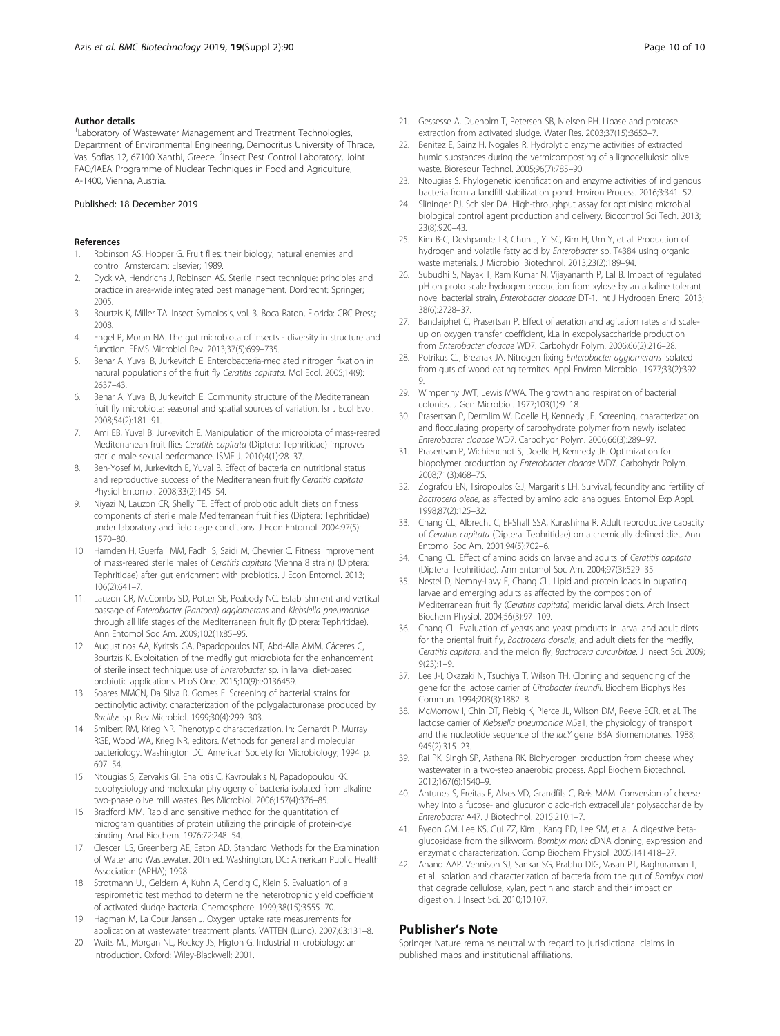#### Author details

[1]Laboratory of Wastewater Management and Treatment Technologies, Department of Environmental Engineering, Democritus University of Thrace, Vas. Sofias 12, 67100 Xanthi, Greece. [2]Insect Pest Control Laboratory, Joint FAO/IAEA Programme of Nuclear Techniques in Food and Agriculture, A-1400, Vienna, Austria.

Published: 18 December 2019

#### References

1. Robinson AS, Hooper G. Fruit flies: their biology, natural enemies and control. Amsterdam: Elsevier; 1989.
2. Dyck VA, Hendrichs J, Robinson AS. Sterile insect technique: principles and practice in area-wide integrated pest management. Dordrecht: Springer; 2005.
3. Bourtzis K, Miller TA. Insect Symbiosis, vol. 3. Boca Raton, Florida: CRC Press; 2008.
4. Engel P, Moran NA. The gut microbiota of insects - diversity in structure and function. FEMS Microbiol Rev. 2013;37(5):699–735.
5. Behar A, Yuval B, Jurkevitch E. Enterobacteria-mediated nitrogen fixation in natural populations of the fruit fly *Ceratitis capitata*. Mol Ecol. 2005;14(9):2637–43.
6. Behar A, Yuval B, Jurkevitch E. Community structure of the Mediterranean fruit fly microbiota: seasonal and spatial sources of variation. Isr J Ecol Evol. 2008;54(2):181–91.
7. Ami EB, Yuval B, Jurkevitch E. Manipulation of the microbiota of mass-reared Mediterranean fruit flies *Ceratitis capitata* (Diptera: Tephritidae) improves sterile male sexual performance. ISME J. 2010;4(1):28–37.
8. Ben-Yosef M, Jurkevitch E, Yuval B. Effect of bacteria on nutritional status and reproductive success of the Mediterranean fruit fly *Ceratitis capitata*. Physiol Entomol. 2008;33(2):145–54.
9. Niyazi N, Lauzon CR, Shelly TE. Effect of probiotic adult diets on fitness components of sterile male Mediterranean fruit flies (Diptera: Tephritidae) under laboratory and field cage conditions. J Econ Entomol. 2004;97(5):1570–80.
10. Hamden H, Guerfali MM, Fadhl S, Saidi M, Chevrier C. Fitness improvement of mass-reared sterile males of *Ceratitis capitata* (Vienna 8 strain) (Diptera: Tephritidae) after gut enrichment with probiotics. J Econ Entomol. 2013;106(2):641–7.
11. Lauzon CR, McCombs SD, Potter SE, Peabody NC. Establishment and vertical passage of *Enterobacter (Pantoea) agglomerans* and *Klebsiella pneumoniae* through all life stages of the Mediterranean fruit fly (Diptera: Tephritidae). Ann Entomol Soc Am. 2009;102(1):85–95.
12. Augustinos AA, Kyritsis GA, Papadopoulos NT, Abd-Alla AMM, Cáceres C, Bourtzis K. Exploitation of the medfly gut microbiota for the enhancement of sterile insect technique: use of *Enterobacter* sp. in larval diet-based probiotic applications. PLoS One. 2015;10(9):e0136459.
13. Soares MMCN, Da Silva R, Gomes E. Screening of bacterial strains for pectinolytic activity: characterization of the polygalacturonase produced by *Bacillus* sp. Rev Microbiol. 1999;30(4):299–303.
14. Smibert RM, Krieg NR. Phenotypic characterization. In: Gerhardt P, Murray RGE, Wood WA, Krieg NR, editors. Methods for general and molecular bacteriology. Washington DC: American Society for Microbiology; 1994. p. 607–54.
15. Ntougias S, Zervakis GI, Ehaliotis C, Kavroulakis N, Papadopoulou KK. Ecophysiology and molecular phylogeny of bacteria isolated from alkaline two-phase olive mill wastes. Res Microbiol. 2006;157(4):376–85.
16. Bradford MM. Rapid and sensitive method for the quantitation of microgram quantities of protein utilizing the principle of protein-dye binding. Anal Biochem. 1976;72:248–54.
17. Clesceri LS, Greenberg AE, Eaton AD. Standard Methods for the Examination of Water and Wastewater. 20th ed. Washington, DC: American Public Health Association (APHA); 1998.
18. Strotmann UJ, Geldern A, Kuhn A, Gendig C, Klein S. Evaluation of a respirometric test method to determine the heterotrophic yield coefficient of activated sludge bacteria. Chemosphere. 1999;38(15):3555–70.
19. Hagman M, La Cour Jansen J. Oxygen uptake rate measurements for application at wastewater treatment plants. VATTEN (Lund). 2007;63:131–8.
20. Waits MJ, Morgan NL, Rockey JS, Higton G. Industrial microbiology: an introduction. Oxford: Wiley-Blackwell; 2001.
21. Gessesse A, Dueholm T, Petersen SB, Nielsen PH. Lipase and protease extraction from activated sludge. Water Res. 2003;37(15):3652–7.
22. Benitez E, Sainz H, Nogales R. Hydrolytic enzyme activities of extracted humic substances during the vermicomposting of a lignocellulosic olive waste. Bioresour Technol. 2005;96(7):785–90.
23. Ntougias S. Phylogenetic identification and enzyme activities of indigenous bacteria from a landfill stabilization pond. Environ Process. 2016;3:341–52.
24. Slininger PJ, Schisler DA. High-throughput assay for optimising microbial biological control agent production and delivery. Biocontrol Sci Tech. 2013;23(8):920–43.
25. Kim B-C, Deshpande TR, Chun J, Yi SC, Kim H, Um Y, et al. Production of hydrogen and volatile fatty acid by *Enterobacter* sp. T4384 using organic waste materials. J Microbiol Biotechnol. 2013;23(2):189–94.
26. Subudhi S, Nayak T, Ram Kumar N, Vijayananth P, Lal B. Impact of regulated pH on proto scale hydrogen production from xylose by an alkaline tolerant novel bacterial strain, *Enterobacter cloacae* DT-1. Int J Hydrogen Energ. 2013;38(6):2728–37.
27. Bandaiphet C, Prasertsan P. Effect of aeration and agitation rates and scale-up on oxygen transfer coefficient, kLa in exopolysaccharide production from *Enterobacter cloacae* WD7. Carbohydr Polym. 2006;66(2):216–28.
28. Potrikus CJ, Breznak JA. Nitrogen fixing *Enterobacter agglomerans* isolated from guts of wood eating termites. Appl Environ Microbiol. 1977;33(2):392–9.
29. Wimpenny JWT, Lewis MWA. The growth and respiration of bacterial colonies. J Gen Microbiol. 1977;103(1):9–18.
30. Prasertsan P, Dermlim W, Doelle H, Kennedy JF. Screening, characterization and flocculating property of carbohydrate polymer from newly isolated *Enterobacter cloacae* WD7. Carbohydr Polym. 2006;66(3):289–97.
31. Prasertsan P, Wichienchot S, Doelle H, Kennedy JF. Optimization for biopolymer production by *Enterobacter cloacae* WD7. Carbohydr Polym. 2008;71(3):468–75.
32. Zografou EN, Tsiropoulos GJ, Margaritis LH. Survival, fecundity and fertility of *Bactrocera oleae*, as affected by amino acid analogues. Entomol Exp Appl. 1998;87(2):125–32.
33. Chang CL, Albrecht C, El-Shall SSA, Kurashima R. Adult reproductive capacity of *Ceratitis capitata* (Diptera: Tephritidae) on a chemically defined diet. Ann Entomol Soc Am. 2001;94(5):702–6.
34. Chang CL. Effect of amino acids on larvae and adults of *Ceratitis capitata* (Diptera: Tephritidae). Ann Entomol Soc Am. 2004;97(3):529–35.
35. Nestel D, Nemny-Lavy E, Chang CL. Lipid and protein loads in pupating larvae and emerging adults as affected by the composition of Mediterranean fruit fly (*Ceratitis capitata*) meridic larval diets. Arch Insect Biochem Physiol. 2004;56(3):97–109.
36. Chang CL. Evaluation of yeasts and yeast products in larval and adult diets for the oriental fruit fly, *Bactrocera dorsalis*, and adult diets for the medfly, *Ceratitis capitata*, and the melon fly, *Bactrocera curcurbitae*. J Insect Sci. 2009;9(23):1–9.
37. Lee J-I, Okazaki N, Tsuchiya T, Wilson TH. Cloning and sequencing of the gene for the lactose carrier of *Citrobacter freundii*. Biochem Biophys Res Commun. 1994;203(3):1882–8.
38. McMorrow I, Chin DT, Fiebig K, Pierce JL, Wilson DM, Reeve ECR, et al. The lactose carrier of *Klebsiella pneumoniae* M5a1; the physiology of transport and the nucleotide sequence of the *lacY* gene. BBA Biomembranes. 1988;945(2):315–23.
39. Rai PK, Singh SP, Asthana RK. Biohydrogen production from cheese whey wastewater in a two-step anaerobic process. Appl Biochem Biotechnol. 2012;167(6):1540–9.
40. Antunes S, Freitas F, Alves VD, Grandfils C, Reis MAM. Conversion of cheese whey into a fucose- and glucuronic acid-rich extracellular polysaccharide by *Enterobacter* A47. J Biotechnol. 2015;210:1–7.
41. Byeon GM, Lee KS, Gui ZZ, Kim I, Kang PD, Lee SM, et al. A digestive beta-glucosidase from the silkworm, *Bombyx mori*: cDNA cloning, expression and enzymatic characterization. Comp Biochem Physiol. 2005;141:418–27.
42. Anand AAP, Vennison SJ, Sankar SG, Prabhu DIG, Vasan PT, Raghuraman T, et al. Isolation and characterization of bacteria from the gut of *Bombyx mori* that degrade cellulose, xylan, pectin and starch and their impact on digestion. J Insect Sci. 2010;10:107.

## Publisher's Note

Springer Nature remains neutral with regard to jurisdictional claims in published maps and institutional affiliations.